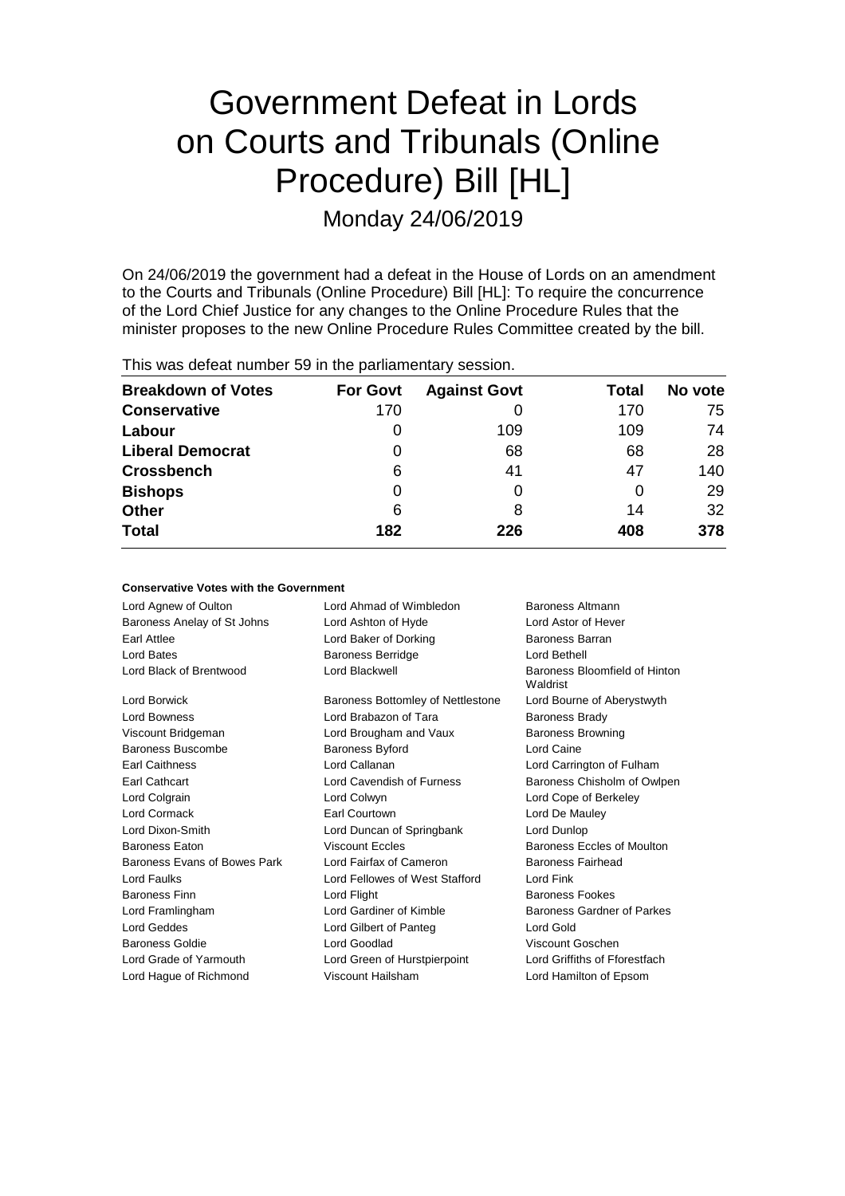# Government Defeat in Lords on Courts and Tribunals (Online Procedure) Bill [HL]

Monday 24/06/2019

On 24/06/2019 the government had a defeat in the House of Lords on an amendment to the Courts and Tribunals (Online Procedure) Bill [HL]: To require the concurrence of the Lord Chief Justice for any changes to the Online Procedure Rules that the minister proposes to the new Online Procedure Rules Committee created by the bill.

This was defeat number 59 in the parliamentary session.

| Breakdown of Votes | For Govt | Against Govt | Total | No vote |
|---|---|---|---|---|
| **Conservative** | 170 | 0 | 170 | 75 |
| **Labour** | 0 | 109 | 109 | 74 |
| **Liberal Democrat** | 0 | 68 | 68 | 28 |
| **Crossbench** | 6 | 41 | 47 | 140 |
| **Bishops** | 0 | 0 | 0 | 29 |
| **Other** | 6 | 8 | 14 | 32 |
| **Total** | 182 | 226 | 408 | 378 |

#### Conservative Votes with the Government

| | | |
|---|---|---|
| Lord Agnew of Oulton | Lord Ahmad of Wimbledon | Baroness Altmann |
| Baroness Anelay of St Johns | Lord Ashton of Hyde | Lord Astor of Hever |
| Earl Attlee | Lord Baker of Dorking | Baroness Barran |
| Lord Bates | Baroness Berridge | Lord Bethell |
| Lord Black of Brentwood | Lord Blackwell | Baroness Bloomfield of Hinton Waldrist |
| Lord Borwick | Baroness Bottomley of Nettlestone | Lord Bourne of Aberystwyth |
| Lord Bowness | Lord Brabazon of Tara | Baroness Brady |
| Viscount Bridgeman | Lord Brougham and Vaux | Baroness Browning |
| Baroness Buscombe | Baroness Byford | Lord Caine |
| Earl Caithness | Lord Callanan | Lord Carrington of Fulham |
| Earl Cathcart | Lord Cavendish of Furness | Baroness Chisholm of Owlpen |
| Lord Colgrain | Lord Colwyn | Lord Cope of Berkeley |
| Lord Cormack | Earl Courtown | Lord De Mauley |
| Lord Dixon-Smith | Lord Duncan of Springbank | Lord Dunlop |
| Baroness Eaton | Viscount Eccles | Baroness Eccles of Moulton |
| Baroness Evans of Bowes Park | Lord Fairfax of Cameron | Baroness Fairhead |
| Lord Faulks | Lord Fellowes of West Stafford | Lord Fink |
| Baroness Finn | Lord Flight | Baroness Fookes |
| Lord Framlingham | Lord Gardiner of Kimble | Baroness Gardner of Parkes |
| Lord Geddes | Lord Gilbert of Panteg | Lord Gold |
| Baroness Goldie | Lord Goodlad | Viscount Goschen |
| Lord Grade of Yarmouth | Lord Green of Hurstpierpoint | Lord Griffiths of Fforestfach |
| Lord Hague of Richmond | Viscount Hailsham | Lord Hamilton of Epsom |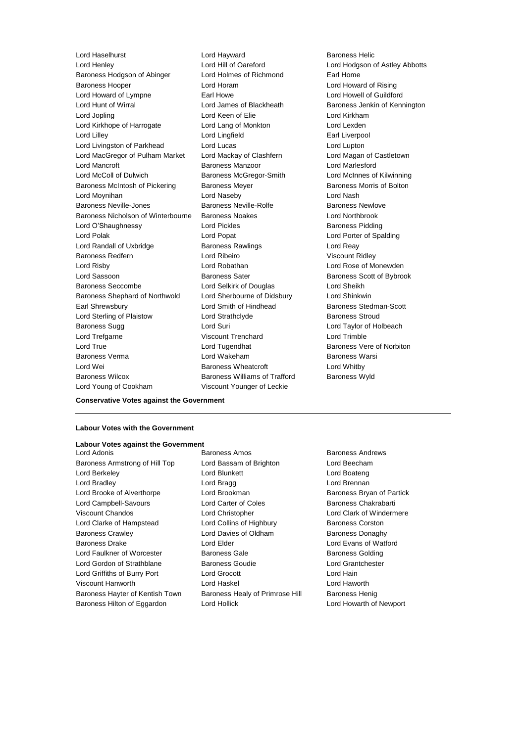Lord Haselhurst
Lord Hayward
Baroness Helic
Lord Henley
Lord Hill of Oareford
Lord Hodgson of Astley Abbotts
Baroness Hodgson of Abinger
Lord Holmes of Richmond
Earl Home
Baroness Hooper
Lord Horam
Lord Howard of Rising
Lord Howard of Lympne
Earl Howe
Lord Howell of Guildford
Lord Hunt of Wirral
Lord James of Blackheath
Baroness Jenkin of Kennington
Lord Jopling
Lord Keen of Elie
Lord Kirkham
Lord Kirkhope of Harrogate
Lord Lang of Monkton
Lord Lexden
Lord Lilley
Lord Lingfield
Earl Liverpool
Lord Livingston of Parkhead
Lord Lucas
Lord Lupton
Lord MacGregor of Pulham Market
Lord Mackay of Clashfern
Lord Magan of Castletown
Lord Mancroft
Baroness Manzoor
Lord Marlesford
Lord McColl of Dulwich
Baroness McGregor-Smith
Lord McInnes of Kilwinning
Baroness McIntosh of Pickering
Baroness Meyer
Baroness Morris of Bolton
Lord Moynihan
Lord Naseby
Lord Nash
Baroness Neville-Jones
Baroness Neville-Rolfe
Baroness Newlove
Baroness Nicholson of Winterbourne
Baroness Noakes
Lord Northbrook
Lord O'Shaughnessy
Lord Pickles
Baroness Pidding
Lord Polak
Lord Popat
Lord Porter of Spalding
Lord Randall of Uxbridge
Baroness Rawlings
Lord Reay
Baroness Redfern
Lord Ribeiro
Viscount Ridley
Lord Risby
Lord Robathan
Lord Rose of Monewden
Lord Sassoon
Baroness Sater
Baroness Scott of Bybrook
Baroness Seccombe
Lord Selkirk of Douglas
Lord Sheikh
Baroness Shephard of Northwold
Lord Sherbourne of Didsbury
Lord Shinkwin
Earl Shrewsbury
Lord Smith of Hindhead
Baroness Stedman-Scott
Lord Sterling of Plaistow
Lord Strathclyde
Baroness Stroud
Baroness Sugg
Lord Suri
Lord Taylor of Holbeach
Lord Trefgarne
Viscount Trenchard
Lord Trimble
Lord True
Lord Tugendhat
Baroness Vere of Norbiton
Baroness Verma
Lord Wakeham
Baroness Warsi
Lord Wei
Baroness Wheatcroft
Lord Whitby
Baroness Wilcox
Baroness Williams of Trafford
Baroness Wyld
Lord Young of Cookham
Viscount Younger of Leckie

**Conservative Votes against the Government**

---

**Labour Votes with the Government**

**Labour Votes against the Government**

Lord Adonis
Baroness Amos
Baroness Andrews
Baroness Armstrong of Hill Top
Lord Bassam of Brighton
Lord Beecham
Lord Berkeley
Lord Blunkett
Lord Boateng
Lord Bradley
Lord Bragg
Lord Brennan
Lord Brooke of Alverthorpe
Lord Brookman
Baroness Bryan of Partick
Lord Campbell-Savours
Lord Carter of Coles
Baroness Chakrabarti
Viscount Chandos
Lord Christopher
Lord Clark of Windermere
Lord Clarke of Hampstead
Lord Collins of Highbury
Baroness Corston
Baroness Crawley
Lord Davies of Oldham
Baroness Donaghy
Baroness Drake
Lord Elder
Lord Evans of Watford
Lord Faulkner of Worcester
Baroness Gale
Baroness Golding
Lord Gordon of Strathblane
Baroness Goudie
Lord Grantchester
Lord Griffiths of Burry Port
Lord Grocott
Lord Hain
Viscount Hanworth
Lord Haskel
Lord Haworth
Baroness Hayter of Kentish Town
Baroness Healy of Primrose Hill
Baroness Henig
Baroness Hilton of Eggardon
Lord Hollick
Lord Howarth of Newport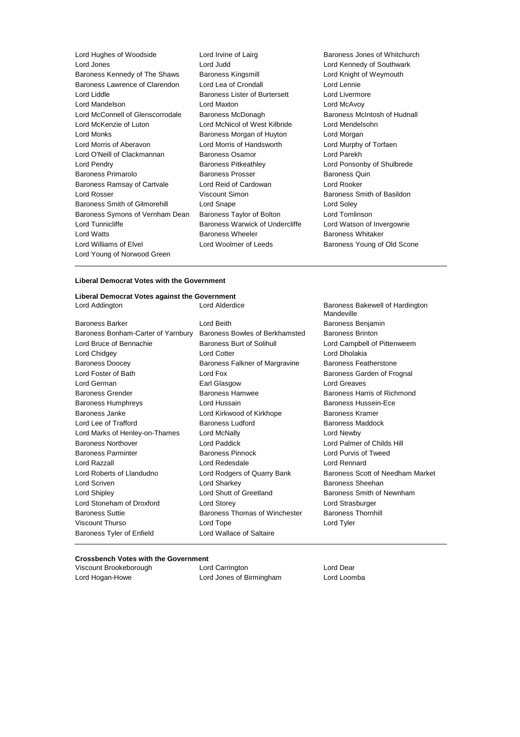Lord Hughes of Woodside
Lord Irvine of Lairg
Baroness Jones of Whitchurch
Lord Jones
Lord Judd
Lord Kennedy of Southwark
Baroness Kennedy of The Shaws
Baroness Kingsmill
Lord Knight of Weymouth
Baroness Lawrence of Clarendon
Lord Lea of Crondall
Lord Lennie
Lord Liddle
Baroness Lister of Burtersett
Lord Livermore
Lord Mandelson
Lord Maxton
Lord McAvoy
Lord McConnell of Glenscorrodale
Baroness McDonagh
Baroness McIntosh of Hudnall
Lord McKenzie of Luton
Lord McNicol of West Kilbride
Lord Mendelsohn
Lord Monks
Baroness Morgan of Huyton
Lord Morgan
Lord Morris of Aberavon
Lord Morris of Handsworth
Lord Murphy of Torfaen
Lord O'Neill of Clackmannan
Baroness Osamor
Lord Parekh
Lord Pendry
Baroness Pitkeathley
Lord Ponsonby of Shulbrede
Baroness Primarolo
Baroness Prosser
Baroness Quin
Baroness Ramsay of Cartvale
Lord Reid of Cardowan
Lord Rooker
Lord Rosser
Viscount Simon
Baroness Smith of Basildon
Baroness Smith of Gilmorehill
Lord Snape
Lord Soley
Baroness Symons of Vernham Dean
Baroness Taylor of Bolton
Lord Tomlinson
Lord Tunnicliffe
Baroness Warwick of Undercliffe
Lord Watson of Invergowrie
Lord Watts
Baroness Wheeler
Baroness Whitaker
Lord Williams of Elvel
Lord Woolmer of Leeds
Baroness Young of Old Scone
Lord Young of Norwood Green

---

**Liberal Democrat Votes with the Government**

**Liberal Democrat Votes against the Government**

Lord Addington
Lord Alderdice
Baroness Bakewell of Hardington Mandeville
Baroness Barker
Lord Beith
Baroness Benjamin
Baroness Bonham-Carter of Yarnbury
Baroness Bowles of Berkhamsted
Baroness Brinton
Lord Bruce of Bennachie
Baroness Burt of Solihull
Lord Campbell of Pittenweem
Lord Chidgey
Lord Cotter
Lord Dholakia
Baroness Doocey
Baroness Falkner of Margravine
Baroness Featherstone
Lord Foster of Bath
Lord Fox
Baroness Garden of Frognal
Lord German
Earl Glasgow
Lord Greaves
Baroness Grender
Baroness Hamwee
Baroness Harris of Richmond
Baroness Humphreys
Lord Hussain
Baroness Hussein-Ece
Baroness Janke
Lord Kirkwood of Kirkhope
Baroness Kramer
Lord Lee of Trafford
Baroness Ludford
Baroness Maddock
Lord Marks of Henley-on-Thames
Lord McNally
Lord Newby
Baroness Northover
Lord Paddick
Lord Palmer of Childs Hill
Baroness Parminter
Baroness Pinnock
Lord Purvis of Tweed
Lord Razzall
Lord Redesdale
Lord Rennard
Lord Roberts of Llandudno
Lord Rodgers of Quarry Bank
Baroness Scott of Needham Market
Lord Scriven
Lord Sharkey
Baroness Sheehan
Lord Shipley
Lord Shutt of Greetland
Baroness Smith of Newnham
Lord Stoneham of Droxford
Lord Storey
Lord Strasburger
Baroness Suttie
Baroness Thomas of Winchester
Baroness Thornhill
Viscount Thurso
Lord Tope
Lord Tyler
Baroness Tyler of Enfield
Lord Wallace of Saltaire

---

**Crossbench Votes with the Government**

Viscount Brookeborough
Lord Carrington
Lord Dear
Lord Hogan-Howe
Lord Jones of Birmingham
Lord Loomba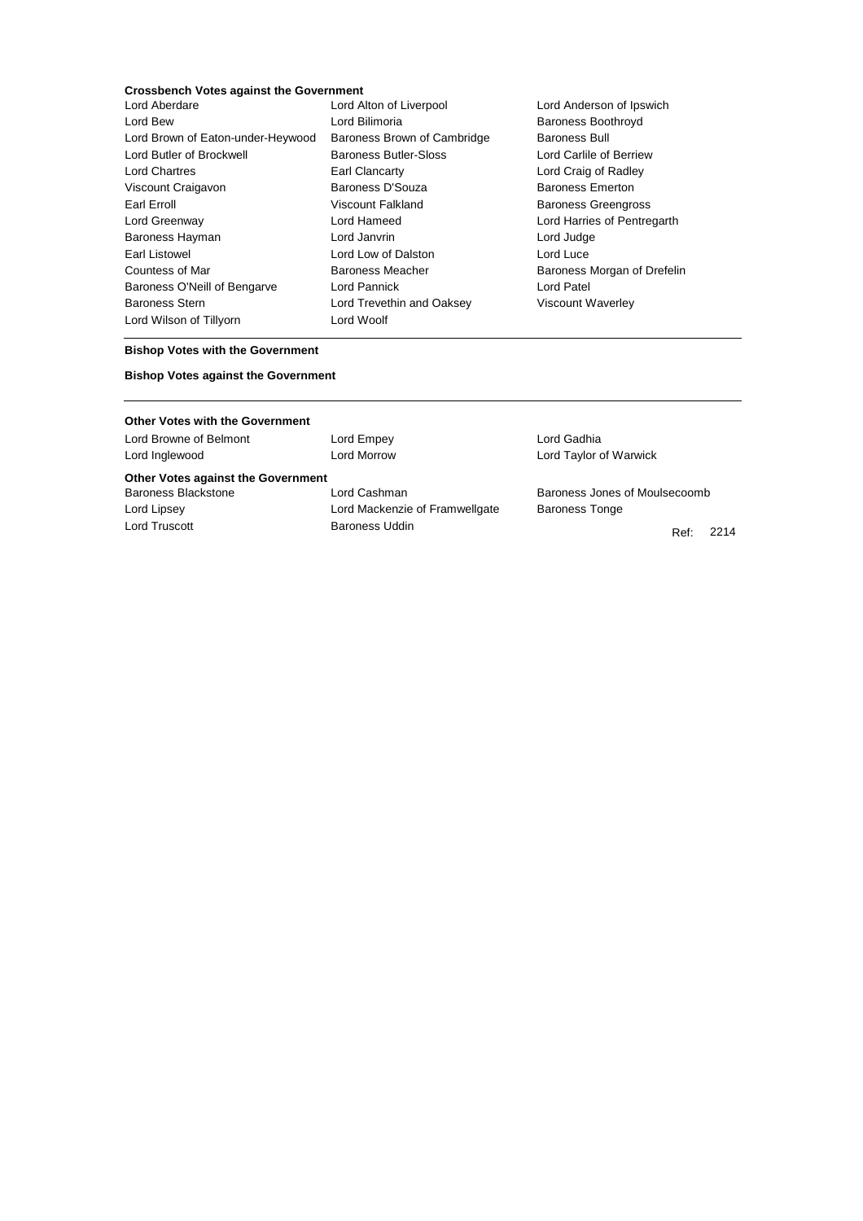**Crossbench Votes against the Government**

| | | |
|---|---|---|
| Lord Aberdare | Lord Alton of Liverpool | Lord Anderson of Ipswich |
| Lord Bew | Lord Bilimoria | Baroness Boothroyd |
| Lord Brown of Eaton-under-Heywood | Baroness Brown of Cambridge | Baroness Bull |
| Lord Butler of Brockwell | Baroness Butler-Sloss | Lord Carlile of Berriew |
| Lord Chartres | Earl Clancarty | Lord Craig of Radley |
| Viscount Craigavon | Baroness D'Souza | Baroness Emerton |
| Earl Erroll | Viscount Falkland | Baroness Greengross |
| Lord Greenway | Lord Hameed | Lord Harries of Pentregarth |
| Baroness Hayman | Lord Janvrin | Lord Judge |
| Earl Listowel | Lord Low of Dalston | Lord Luce |
| Countess of Mar | Baroness Meacher | Baroness Morgan of Drefelin |
| Baroness O'Neill of Bengarve | Lord Pannick | Lord Patel |
| Baroness Stern | Lord Trevethin and Oaksey | Viscount Waverley |
| Lord Wilson of Tillyorn | Lord Woolf | |

**Bishop Votes with the Government**

**Bishop Votes against the Government**

**Other Votes with the Government**

| | | |
|---|---|---|
| Lord Browne of Belmont | Lord Empey | Lord Gadhia |
| Lord Inglewood | Lord Morrow | Lord Taylor of Warwick |

**Other Votes against the Government**

| | | |
|---|---|---|
| Baroness Blackstone | Lord Cashman | Baroness Jones of Moulsecoomb |
| Lord Lipsey | Lord Mackenzie of Framwellgate | Baroness Tonge |
| Lord Truscott | Baroness Uddin | |

Ref: 2214